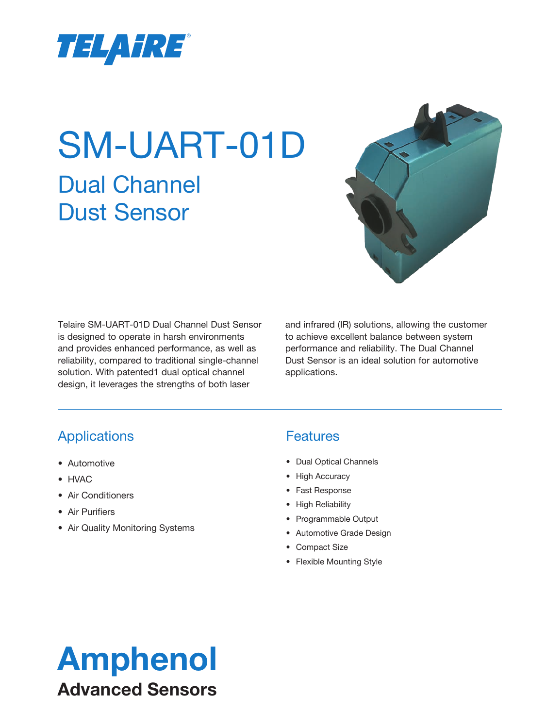TELAIRE®

# SM-UART-01D

## Dual Channel Dust Sensor

Telaire SM-UART-01D Dual Channel Dust Sensor is designed to operate in harsh environments and provides enhanced performance, as well as reliability, compared to traditional single-channel solution. With patented1 dual optical channel design, it leverages the strengths of both laser and infrared (IR) solutions, allowing the customer to achieve excellent balance between system performance and reliability. The Dual Channel Dust Sensor is an ideal solution for automotive applications.

---

### Applications

- Automotive
- HVAC
- Air Conditioners
- Air Purifiers
- Air Quality Monitoring Systems

### Features

- Dual Optical Channels
- High Accuracy
- Fast Response
- High Reliability
- Programmable Output
- Automotive Grade Design
- Compact Size
- Flexible Mounting Style

**Amphenol**
**Advanced Sensors**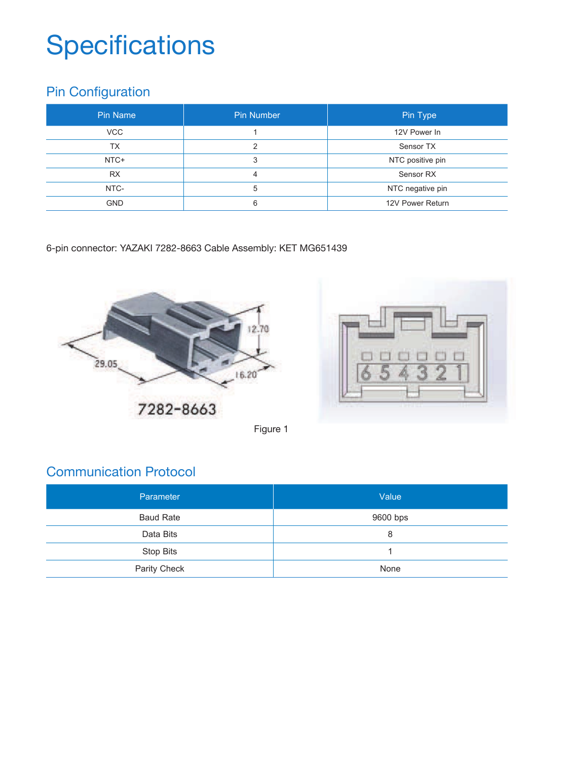# Specifications

## Pin Configuration

| Pin Name | Pin Number | Pin Type |
|---|---|---|
| VCC | 1 | 12V Power In |
| TX | 2 | Sensor TX |
| NTC+ | 3 | NTC positive pin |
| RX | 4 | Sensor RX |
| NTC- | 5 | NTC negative pin |
| GND | 6 | 12V Power Return |

6-pin connector: YAZAKI 7282-8663 Cable Assembly: KET MG651439

Figure 1

## Communication Protocol

| Parameter | Value |
|---|---|
| Baud Rate | 9600 bps |
| Data Bits | 8 |
| Stop Bits | 1 |
| Parity Check | None |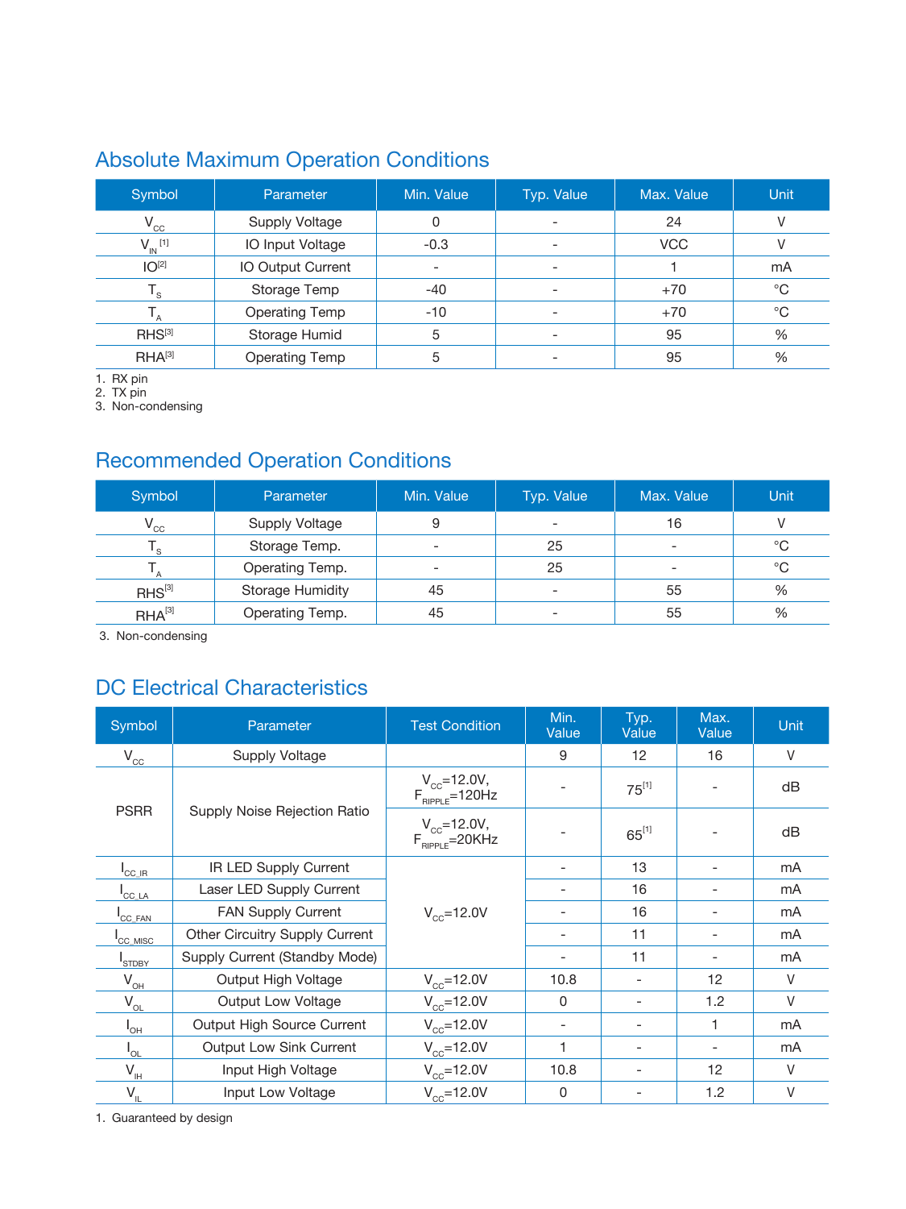## Absolute Maximum Operation Conditions

| Symbol | Parameter | Min. Value | Typ. Value | Max. Value | Unit |
|---|---|---|---|---|---|
| $V_{CC}$ | Supply Voltage | 0 | - | 24 | V |
| $V_{IN}$ [1] | IO Input Voltage | -0.3 | - | VCC | V |
| IO[2] | IO Output Current | - | - | 1 | mA |
| $T_S$ | Storage Temp | -40 | - | +70 | °C |
| $T_A$ | Operating Temp | -10 | - | +70 | °C |
| RHS[3] | Storage Humid | 5 | - | 95 | % |
| RHA[3] | Operating Temp | 5 | - | 95 | % |

1. RX pin
2. TX pin
3. Non-condensing

## Recommended Operation Conditions

| Symbol | Parameter | Min. Value | Typ. Value | Max. Value | Unit |
|---|---|---|---|---|---|
| $V_{CC}$ | Supply Voltage | 9 | - | 16 | V |
| $T_S$ | Storage Temp. | - | 25 | - | °C |
| $T_A$ | Operating Temp. | - | 25 | - | °C |
| RHS[3] | Storage Humidity | 45 | - | 55 | % |
| RHA[3] | Operating Temp. | 45 | - | 55 | % |

3. Non-condensing

## DC Electrical Characteristics

| Symbol | Parameter | Test Condition | Min. Value | Typ. Value | Max. Value | Unit |
|---|---|---|---|---|---|---|
| $V_{CC}$ | Supply Voltage | | 9 | 12 | 16 | V |
| PSRR | Supply Noise Rejection Ratio | $V_{CC}$=12.0V, $F_{RIPPLE}$=120Hz | - | 75[1] | - | dB |
| | | $V_{CC}$=12.0V, $F_{RIPPLE}$=20KHz | - | 65[1] | - | dB |
| $I_{CC\_IR}$ | IR LED Supply Current | $V_{CC}$=12.0V | - | 13 | - | mA |
| $I_{CC\_LA}$ | Laser LED Supply Current | | - | 16 | - | mA |
| $I_{CC\_FAN}$ | FAN Supply Current | | - | 16 | - | mA |
| $I_{CC\_MISC}$ | Other Circuitry Supply Current | | - | 11 | - | mA |
| $I_{STDBY}$ | Supply Current (Standby Mode) | | - | 11 | - | mA |
| $V_{OH}$ | Output High Voltage | $V_{CC}$=12.0V | 10.8 | - | 12 | V |
| $V_{OL}$ | Output Low Voltage | $V_{CC}$=12.0V | 0 | - | 1.2 | V |
| $I_{OH}$ | Output High Source Current | $V_{CC}$=12.0V | - | - | 1 | mA |
| $I_{OL}$ | Output Low Sink Current | $V_{CC}$=12.0V | 1 | - | - | mA |
| $V_{IH}$ | Input High Voltage | $V_{CC}$=12.0V | 10.8 | - | 12 | V |
| $V_{IL}$ | Input Low Voltage | $V_{CC}$=12.0V | 0 | - | 1.2 | V |

1. Guaranteed by design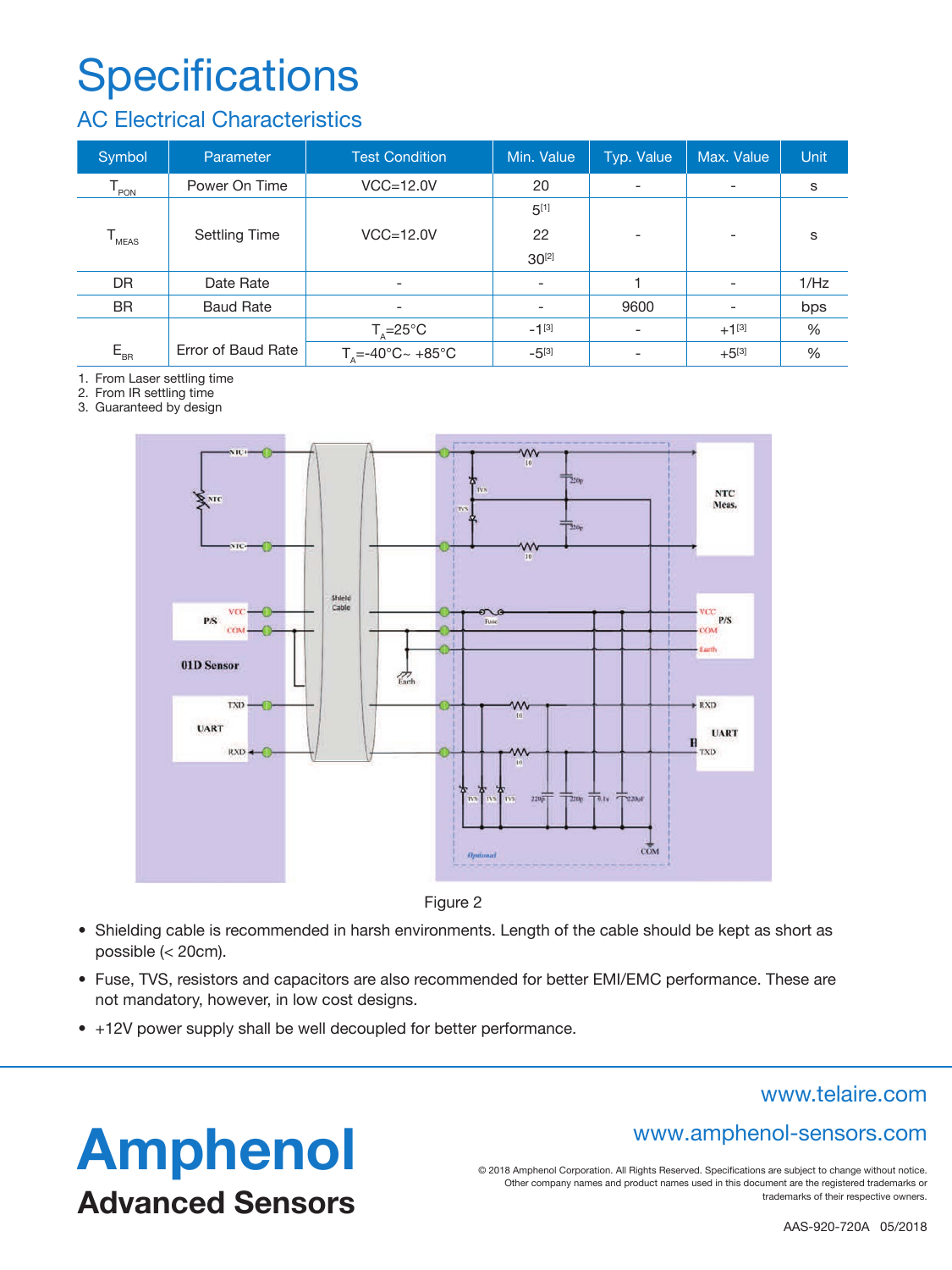# Specifications

## AC Electrical Characteristics

| Symbol | Parameter | Test Condition | Min. Value | Typ. Value | Max. Value | Unit |
|---|---|---|---|---|---|---|
| $T_{PON}$ | Power On Time | VCC=12.0V | 20 | - | - | s |
| $T_{MEAS}$ | Settling Time | VCC=12.0V | 5[1]<br>22<br>30[2] | - | - | s |
| DR | Date Rate | - | - | 1 | - | 1/Hz |
| BR | Baud Rate | - | - | 9600 | - | bps |
| $E_{BR}$ | Error of Baud Rate | $T_A$=25°C | -1[3] | - | +1[3] | % |
| | | $T_A$=-40°C~ +85°C | -5[3] | - | +5[3] | % |

1. From Laser settling time
2. From IR settling time
3. Guaranteed by design

Figure 2

- Shielding cable is recommended in harsh environments. Length of the cable should be kept as short as possible (< 20cm).
- Fuse, TVS, resistors and capacitors are also recommended for better EMI/EMC performance. These are not mandatory, however, in low cost designs.
- +12V power supply shall be well decoupled for better performance.

www.telaire.com

www.amphenol-sensors.com

**Amphenol**
**Advanced Sensors**

© 2018 Amphenol Corporation. All Rights Reserved. Specifications are subject to change without notice. Other company names and product names used in this document are the registered trademarks or trademarks of their respective owners.

AAS-920-720A 05/2018